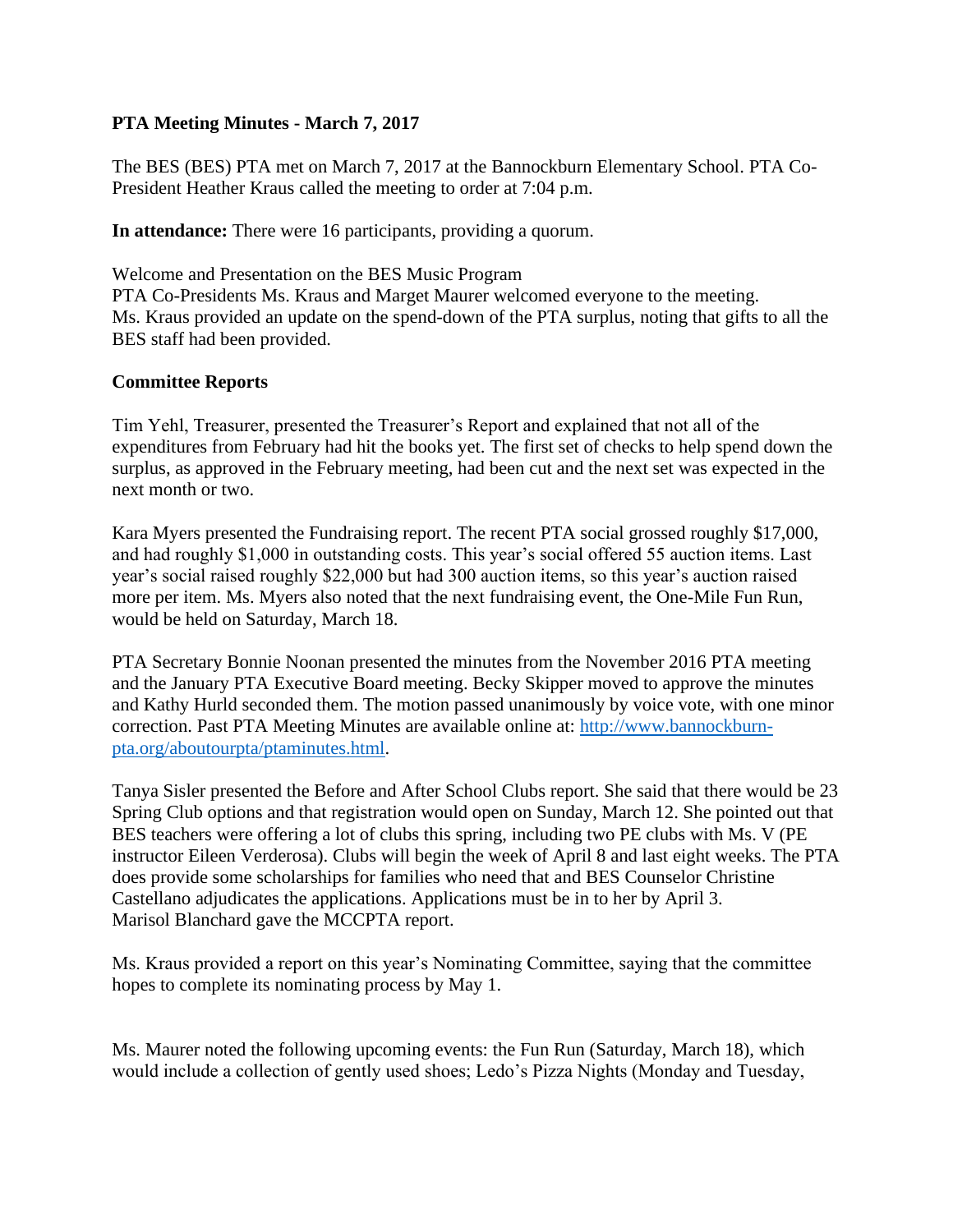**PTA Meeting Minutes - March 7, 2017**

The BES (BES) PTA met on March 7, 2017 at the Bannockburn Elementary School. PTA Co-President Heather Kraus called the meeting to order at 7:04 p.m.

**In attendance:** There were 16 participants, providing a quorum.

Welcome and Presentation on the BES Music Program
PTA Co-Presidents Ms. Kraus and Marget Maurer welcomed everyone to the meeting.
Ms. Kraus provided an update on the spend-down of the PTA surplus, noting that gifts to all the BES staff had been provided.

**Committee Reports**

Tim Yehl, Treasurer, presented the Treasurer's Report and explained that not all of the expenditures from February had hit the books yet. The first set of checks to help spend down the surplus, as approved in the February meeting, had been cut and the next set was expected in the next month or two.

Kara Myers presented the Fundraising report. The recent PTA social grossed roughly $17,000, and had roughly $1,000 in outstanding costs. This year's social offered 55 auction items. Last year's social raised roughly $22,000 but had 300 auction items, so this year's auction raised more per item. Ms. Myers also noted that the next fundraising event, the One-Mile Fun Run, would be held on Saturday, March 18.

PTA Secretary Bonnie Noonan presented the minutes from the November 2016 PTA meeting and the January PTA Executive Board meeting. Becky Skipper moved to approve the minutes and Kathy Hurld seconded them. The motion passed unanimously by voice vote, with one minor correction. Past PTA Meeting Minutes are available online at: [http://www.bannockburn-pta.org/aboutourpta/ptaminutes.html](http://www.bannockburn-pta.org/aboutourpta/ptaminutes.html).

Tanya Sisler presented the Before and After School Clubs report. She said that there would be 23 Spring Club options and that registration would open on Sunday, March 12. She pointed out that BES teachers were offering a lot of clubs this spring, including two PE clubs with Ms. V (PE instructor Eileen Verderosa). Clubs will begin the week of April 8 and last eight weeks. The PTA does provide some scholarships for families who need that and BES Counselor Christine Castellano adjudicates the applications. Applications must be in to her by April 3.
Marisol Blanchard gave the MCCPTA report.

Ms. Kraus provided a report on this year's Nominating Committee, saying that the committee hopes to complete its nominating process by May 1.

Ms. Maurer noted the following upcoming events: the Fun Run (Saturday, March 18), which would include a collection of gently used shoes; Ledo's Pizza Nights (Monday and Tuesday,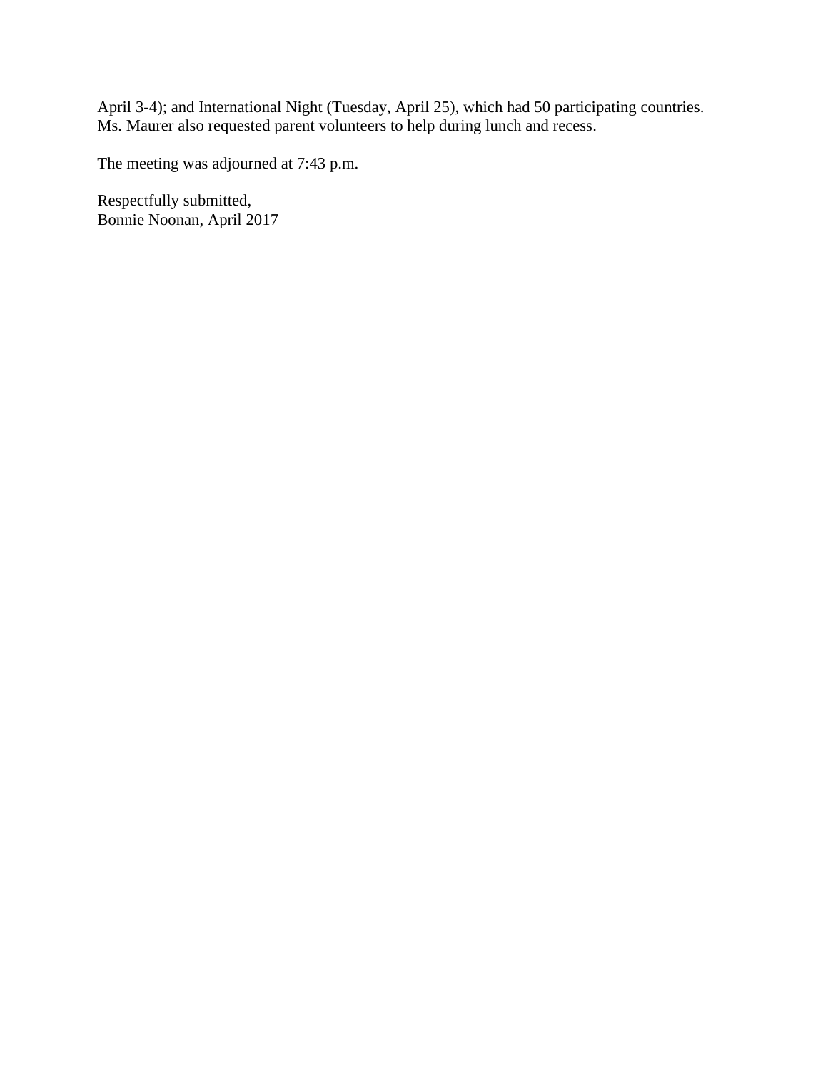April 3-4); and International Night (Tuesday, April 25), which had 50 participating countries. Ms. Maurer also requested parent volunteers to help during lunch and recess.

The meeting was adjourned at 7:43 p.m.

Respectfully submitted,
Bonnie Noonan, April 2017